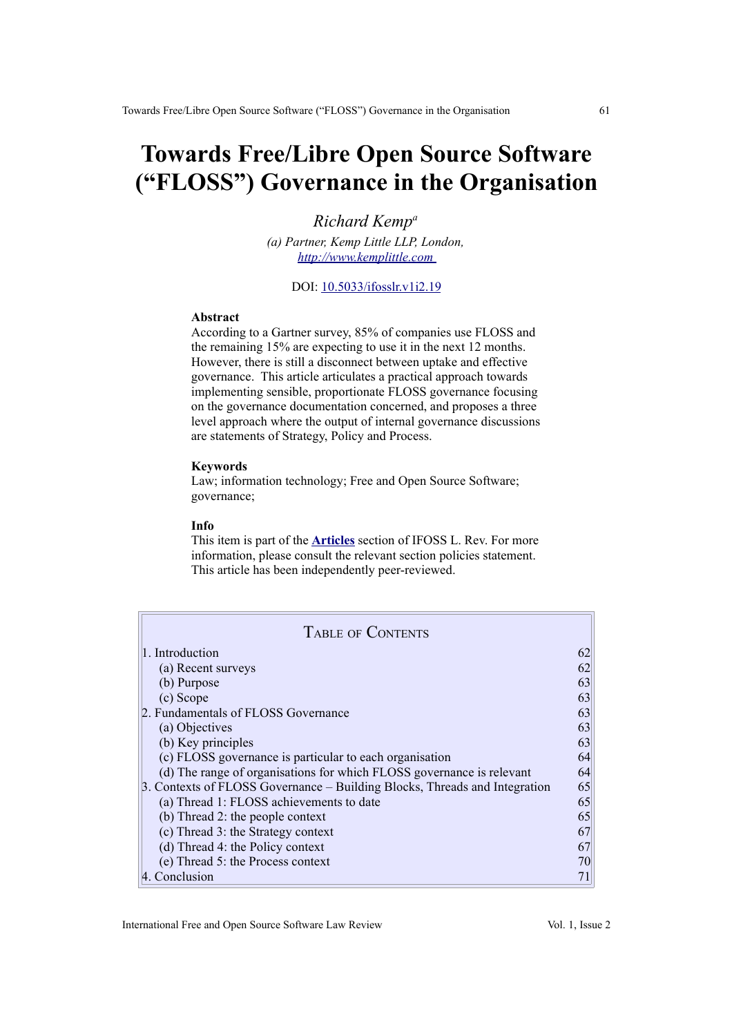# Towards Free/Libre Open Source Software ("FLOSS") Governance in the Organisation

*Richard Kemp*[a]

*(a) Partner, Kemp Little LLP, London,*
*http://www.kemplittle.com*

DOI: 10.5033/ifosslr.v1i2.19

**Abstract**

According to a Gartner survey, 85% of companies use FLOSS and the remaining 15% are expecting to use it in the next 12 months. However, there is still a disconnect between uptake and effective governance. This article articulates a practical approach towards implementing sensible, proportionate FLOSS governance focusing on the governance documentation concerned, and proposes a three level approach where the output of internal governance discussions are statements of Strategy, Policy and Process.

**Keywords**

Law; information technology; Free and Open Source Software; governance;

**Info**

This item is part of the **Articles** section of IFOSS L. Rev. For more information, please consult the relevant section policies statement. This article has been independently peer-reviewed.

| Table of Contents | |
|---|---|
| 1. Introduction | 62 |
| (a) Recent surveys | 62 |
| (b) Purpose | 63 |
| (c) Scope | 63 |
| 2. Fundamentals of FLOSS Governance | 63 |
| (a) Objectives | 63 |
| (b) Key principles | 63 |
| (c) FLOSS governance is particular to each organisation | 64 |
| (d) The range of organisations for which FLOSS governance is relevant | 64 |
| 3. Contexts of FLOSS Governance – Building Blocks, Threads and Integration | 65 |
| (a) Thread 1: FLOSS achievements to date | 65 |
| (b) Thread 2: the people context | 65 |
| (c) Thread 3: the Strategy context | 67 |
| (d) Thread 4: the Policy context | 67 |
| (e) Thread 5: the Process context | 70 |
| 4. Conclusion | 71 |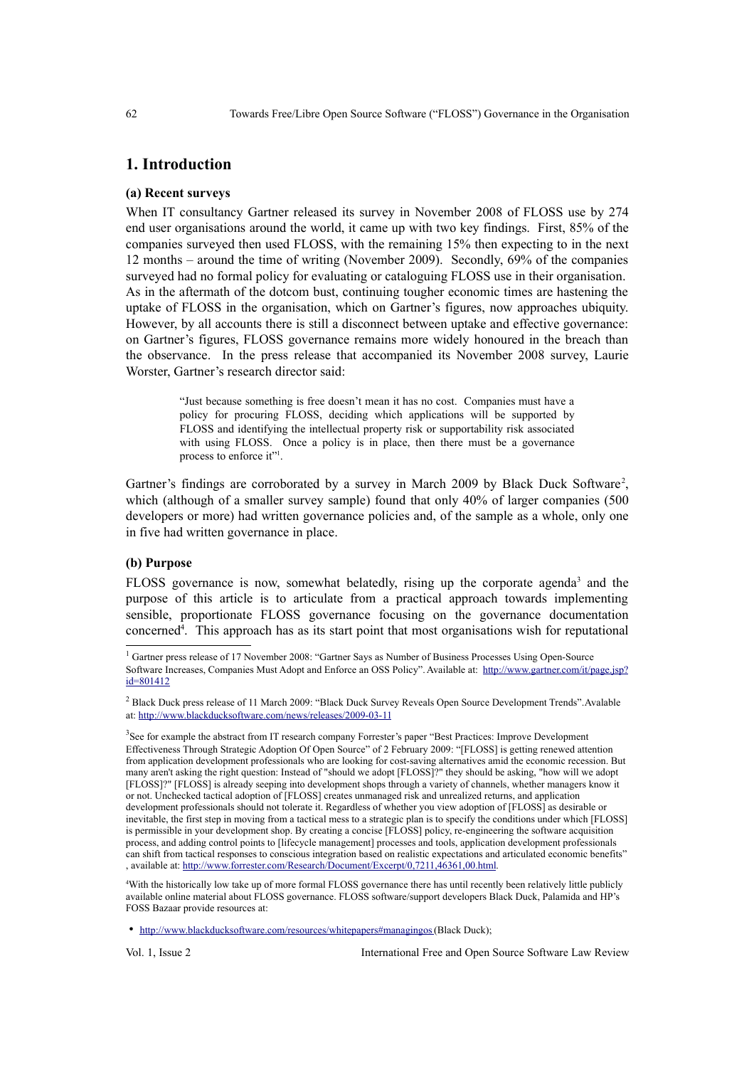# 1. Introduction

### (a) Recent surveys

When IT consultancy Gartner released its survey in November 2008 of FLOSS use by 274 end user organisations around the world, it came up with two key findings. First, 85% of the companies surveyed then used FLOSS, with the remaining 15% then expecting to in the next 12 months – around the time of writing (November 2009). Secondly, 69% of the companies surveyed had no formal policy for evaluating or cataloguing FLOSS use in their organisation. As in the aftermath of the dotcom bust, continuing tougher economic times are hastening the uptake of FLOSS in the organisation, which on Gartner's figures, now approaches ubiquity. However, by all accounts there is still a disconnect between uptake and effective governance: on Gartner's figures, FLOSS governance remains more widely honoured in the breach than the observance. In the press release that accompanied its November 2008 survey, Laurie Worster, Gartner's research director said:

> "Just because something is free doesn't mean it has no cost. Companies must have a policy for procuring FLOSS, deciding which applications will be supported by FLOSS and identifying the intellectual property risk or supportability risk associated with using FLOSS. Once a policy is in place, then there must be a governance process to enforce it"[1].

Gartner's findings are corroborated by a survey in March 2009 by Black Duck Software[2], which (although of a smaller survey sample) found that only 40% of larger companies (500 developers or more) had written governance policies and, of the sample as a whole, only one in five had written governance in place.

### (b) Purpose

FLOSS governance is now, somewhat belatedly, rising up the corporate agenda[3] and the purpose of this article is to articulate from a practical approach towards implementing sensible, proportionate FLOSS governance focusing on the governance documentation concerned[4]. This approach has as its start point that most organisations wish for reputational

---

[1] Gartner press release of 17 November 2008: "Gartner Says as Number of Business Processes Using Open-Source Software Increases, Companies Must Adopt and Enforce an OSS Policy". Available at: http://www.gartner.com/it/page.jsp?id=801412

[2] Black Duck press release of 11 March 2009: "Black Duck Survey Reveals Open Source Development Trends".Avalable at: http://www.blackducksoftware.com/news/releases/2009-03-11

[3] See for example the abstract from IT research company Forrester's paper "Best Practices: Improve Development Effectiveness Through Strategic Adoption Of Open Source" of 2 February 2009: "[FLOSS] is getting renewed attention from application development professionals who are looking for cost-saving alternatives amid the economic recession. But many aren't asking the right question: Instead of "should we adopt [FLOSS]?" they should be asking, "how will we adopt [FLOSS]?" [FLOSS] is already seeping into development shops through a variety of channels, whether managers know it or not. Unchecked tactical adoption of [FLOSS] creates unmanaged risk and unrealized returns, and application development professionals should not tolerate it. Regardless of whether you view adoption of [FLOSS] as desirable or inevitable, the first step in moving from a tactical mess to a strategic plan is to specify the conditions under which [FLOSS] is permissible in your development shop. By creating a concise [FLOSS] policy, re-engineering the software acquisition process, and adding control points to [lifecycle management] processes and tools, application development professionals can shift from tactical responses to conscious integration based on realistic expectations and articulated economic benefits" , available at: http://www.forrester.com/Research/Document/Excerpt/0,7211,46361,00.html.

[4] With the historically low take up of more formal FLOSS governance there has until recently been relatively little publicly available online material about FLOSS governance. FLOSS software/support developers Black Duck, Palamida and HP's FOSS Bazaar provide resources at:

- http://www.blackducksoftware.com/resources/whitepapers#managingos (Black Duck);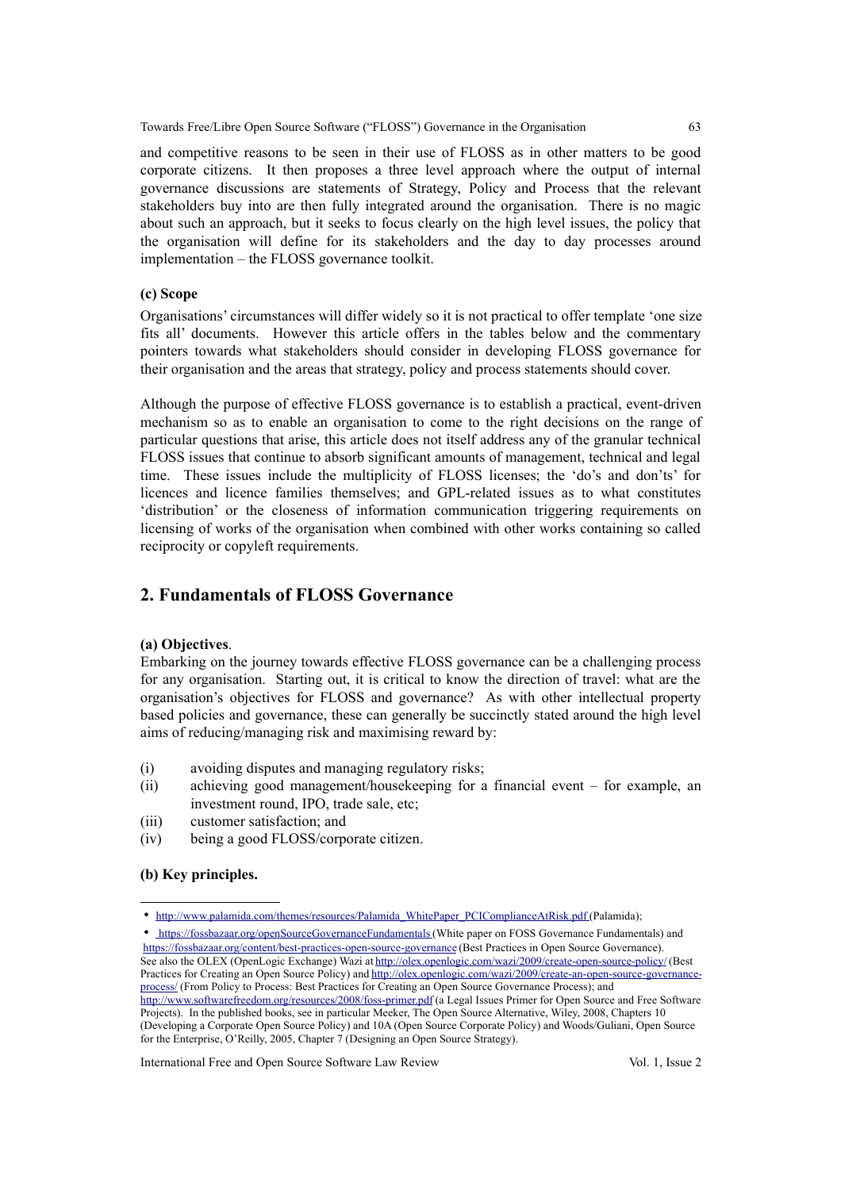and competitive reasons to be seen in their use of FLOSS as in other matters to be good corporate citizens. It then proposes a three level approach where the output of internal governance discussions are statements of Strategy, Policy and Process that the relevant stakeholders buy into are then fully integrated around the organisation. There is no magic about such an approach, but it seeks to focus clearly on the high level issues, the policy that the organisation will define for its stakeholders and the day to day processes around implementation – the FLOSS governance toolkit.

**(c) Scope**

Organisations' circumstances will differ widely so it is not practical to offer template 'one size fits all' documents. However this article offers in the tables below and the commentary pointers towards what stakeholders should consider in developing FLOSS governance for their organisation and the areas that strategy, policy and process statements should cover.

Although the purpose of effective FLOSS governance is to establish a practical, event-driven mechanism so as to enable an organisation to come to the right decisions on the range of particular questions that arise, this article does not itself address any of the granular technical FLOSS issues that continue to absorb significant amounts of management, technical and legal time. These issues include the multiplicity of FLOSS licenses; the 'do's and don'ts' for licences and licence families themselves; and GPL-related issues as to what constitutes 'distribution' or the closeness of information communication triggering requirements on licensing of works of the organisation when combined with other works containing so called reciprocity or copyleft requirements.

## 2. Fundamentals of FLOSS Governance

**(a) Objectives**.
Embarking on the journey towards effective FLOSS governance can be a challenging process for any organisation. Starting out, it is critical to know the direction of travel: what are the organisation's objectives for FLOSS and governance? As with other intellectual property based policies and governance, these can generally be succinctly stated around the high level aims of reducing/managing risk and maximising reward by:

(i) avoiding disputes and managing regulatory risks;
(ii) achieving good management/housekeeping for a financial event – for example, an investment round, IPO, trade sale, etc;
(iii) customer satisfaction; and
(iv) being a good FLOSS/corporate citizen.

**(b) Key principles.**

---

- http://www.palamida.com/themes/resources/Palamida_WhitePaper_PCIComplianceAtRisk.pdf (Palamida);
- https://fossbazaar.org/openSourceGovernanceFundamentals (White paper on FOSS Governance Fundamentals) and https://fossbazaar.org/content/best-practices-open-source-governance (Best Practices in Open Source Governance).

See also the OLEX (OpenLogic Exchange) Wazi at http://olex.openlogic.com/wazi/2009/create-open-source-policy/ (Best Practices for Creating an Open Source Policy) and http://olex.openlogic.com/wazi/2009/create-an-open-source-governance-process/ (From Policy to Process: Best Practices for Creating an Open Source Governance Process); and http://www.softwarefreedom.org/resources/2008/foss-primer.pdf (a Legal Issues Primer for Open Source and Free Software Projects). In the published books, see in particular Meeker, The Open Source Alternative, Wiley, 2008, Chapters 10 (Developing a Corporate Open Source Policy) and 10A (Open Source Corporate Policy) and Woods/Guliani, Open Source for the Enterprise, O'Reilly, 2005, Chapter 7 (Designing an Open Source Strategy).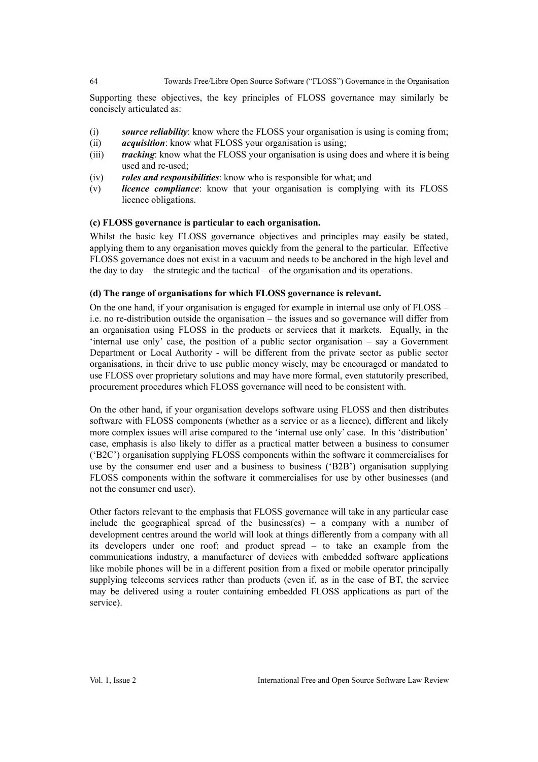Supporting these objectives, the key principles of FLOSS governance may similarly be concisely articulated as:

(i) ***source reliability***: know where the FLOSS your organisation is using is coming from;
(ii) ***acquisition***: know what FLOSS your organisation is using;
(iii) ***tracking***: know what the FLOSS your organisation is using does and where it is being used and re-used;
(iv) ***roles and responsibilities***: know who is responsible for what; and
(v) ***licence compliance***: know that your organisation is complying with its FLOSS licence obligations.

#### (c) FLOSS governance is particular to each organisation.

Whilst the basic key FLOSS governance objectives and principles may easily be stated, applying them to any organisation moves quickly from the general to the particular. Effective FLOSS governance does not exist in a vacuum and needs to be anchored in the high level and the day to day – the strategic and the tactical – of the organisation and its operations.

#### (d) The range of organisations for which FLOSS governance is relevant.

On the one hand, if your organisation is engaged for example in internal use only of FLOSS – i.e. no re-distribution outside the organisation – the issues and so governance will differ from an organisation using FLOSS in the products or services that it markets. Equally, in the 'internal use only' case, the position of a public sector organisation – say a Government Department or Local Authority - will be different from the private sector as public sector organisations, in their drive to use public money wisely, may be encouraged or mandated to use FLOSS over proprietary solutions and may have more formal, even statutorily prescribed, procurement procedures which FLOSS governance will need to be consistent with.

On the other hand, if your organisation develops software using FLOSS and then distributes software with FLOSS components (whether as a service or as a licence), different and likely more complex issues will arise compared to the 'internal use only' case. In this 'distribution' case, emphasis is also likely to differ as a practical matter between a business to consumer ('B2C') organisation supplying FLOSS components within the software it commercialises for use by the consumer end user and a business to business ('B2B') organisation supplying FLOSS components within the software it commercialises for use by other businesses (and not the consumer end user).

Other factors relevant to the emphasis that FLOSS governance will take in any particular case include the geographical spread of the business(es) – a company with a number of development centres around the world will look at things differently from a company with all its developers under one roof; and product spread – to take an example from the communications industry, a manufacturer of devices with embedded software applications like mobile phones will be in a different position from a fixed or mobile operator principally supplying telecoms services rather than products (even if, as in the case of BT, the service may be delivered using a router containing embedded FLOSS applications as part of the service).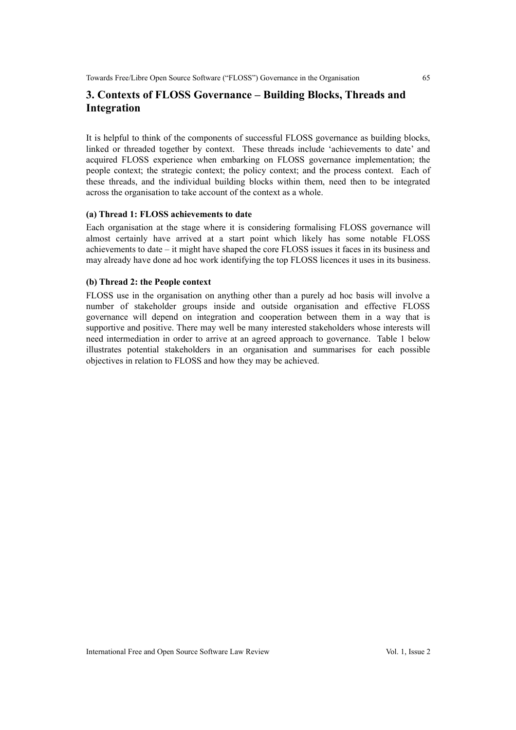## 3. Contexts of FLOSS Governance – Building Blocks, Threads and Integration

It is helpful to think of the components of successful FLOSS governance as building blocks, linked or threaded together by context. These threads include 'achievements to date' and acquired FLOSS experience when embarking on FLOSS governance implementation; the people context; the strategic context; the policy context; and the process context. Each of these threads, and the individual building blocks within them, need then to be integrated across the organisation to take account of the context as a whole.

### (a) Thread 1: FLOSS achievements to date

Each organisation at the stage where it is considering formalising FLOSS governance will almost certainly have arrived at a start point which likely has some notable FLOSS achievements to date – it might have shaped the core FLOSS issues it faces in its business and may already have done ad hoc work identifying the top FLOSS licences it uses in its business.

### (b) Thread 2: the People context

FLOSS use in the organisation on anything other than a purely ad hoc basis will involve a number of stakeholder groups inside and outside organisation and effective FLOSS governance will depend on integration and cooperation between them in a way that is supportive and positive. There may well be many interested stakeholders whose interests will need intermediation in order to arrive at an agreed approach to governance. Table 1 below illustrates potential stakeholders in an organisation and summarises for each possible objectives in relation to FLOSS and how they may be achieved.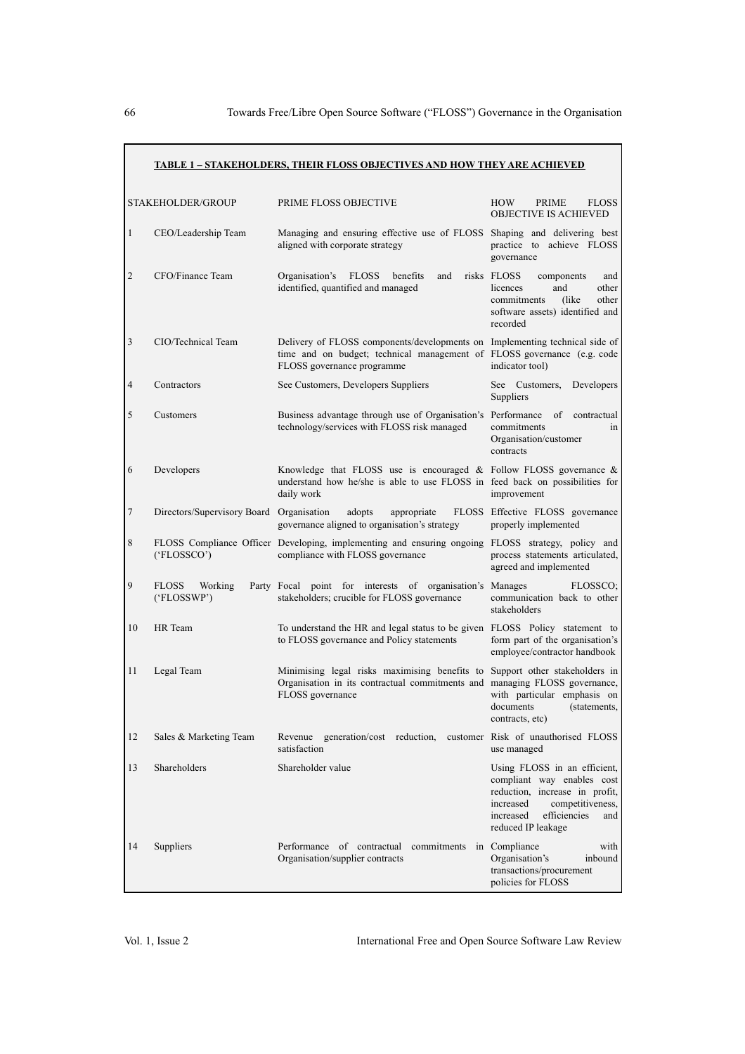**TABLE 1 – STAKEHOLDERS, THEIR FLOSS OBJECTIVES AND HOW THEY ARE ACHIEVED**

| | STAKEHOLDER/GROUP | PRIME FLOSS OBJECTIVE | HOW PRIME FLOSS OBJECTIVE IS ACHIEVED |
|---|---|---|---|
| 1 | CEO/Leadership Team | Managing and ensuring effective use of FLOSS aligned with corporate strategy | Shaping and delivering best practice to achieve FLOSS governance |
| 2 | CFO/Finance Team | Organisation's FLOSS benefits and risks identified, quantified and managed | FLOSS components and licences and other commitments (like other software assets) identified and recorded |
| 3 | CIO/Technical Team | Delivery of FLOSS components/developments on time and on budget; technical management of FLOSS governance programme | Implementing technical side of FLOSS governance (e.g. code indicator tool) |
| 4 | Contractors | See Customers, Developers Suppliers | See Customers, Developers Suppliers |
| 5 | Customers | Business advantage through use of Organisation's technology/services with FLOSS risk managed | Performance of contractual commitments in Organisation/customer contracts |
| 6 | Developers | Knowledge that FLOSS use is encouraged & understand how he/she is able to use FLOSS in daily work | Follow FLOSS governance & feed back on possibilities for improvement |
| 7 | Directors/Supervisory Board | Organisation adopts appropriate FLOSS governance aligned to organisation's strategy | Effective FLOSS governance properly implemented |
| 8 | FLOSS Compliance Officer ('FLOSSCO') | Developing, implementing and ensuring ongoing compliance with FLOSS governance | FLOSS strategy, policy and process statements articulated, agreed and implemented |
| 9 | FLOSS Working Party ('FLOSSWP') | Focal point for interests of organisation's stakeholders; crucible for FLOSS governance | Manages FLOSSCO; communication back to other stakeholders |
| 10 | HR Team | To understand the HR and legal status to be given to FLOSS governance and Policy statements | FLOSS Policy statement to form part of the organisation's employee/contractor handbook |
| 11 | Legal Team | Minimising legal risks maximising benefits to Organisation in its contractual commitments and FLOSS governance | Support other stakeholders in managing FLOSS governance, with particular emphasis on documents (statements, contracts, etc) |
| 12 | Sales & Marketing Team | Revenue generation/cost reduction, customer satisfaction | Risk of unauthorised FLOSS use managed |
| 13 | Shareholders | Shareholder value | Using FLOSS in an efficient, compliant way enables cost reduction, increase in profit, increased competitiveness, increased efficiencies and reduced IP leakage |
| 14 | Suppliers | Performance of contractual commitments in Organisation/supplier contracts | Compliance with Organisation's inbound transactions/procurement policies for FLOSS |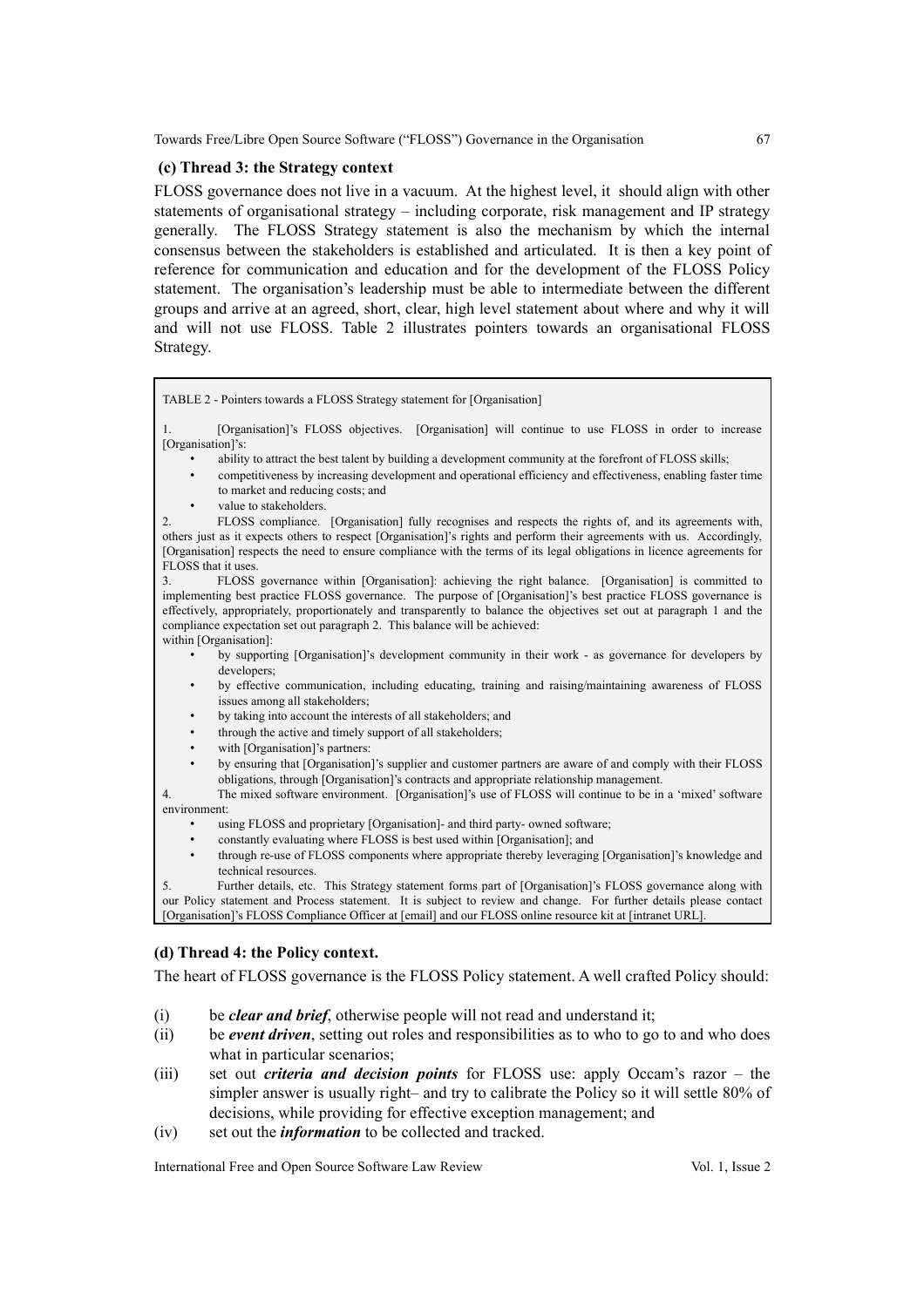### (c) Thread 3: the Strategy context

FLOSS governance does not live in a vacuum. At the highest level, it should align with other statements of organisational strategy – including corporate, risk management and IP strategy generally. The FLOSS Strategy statement is also the mechanism by which the internal consensus between the stakeholders is established and articulated. It is then a key point of reference for communication and education and for the development of the FLOSS Policy statement. The organisation's leadership must be able to intermediate between the different groups and arrive at an agreed, short, clear, high level statement about where and why it will and will not use FLOSS. Table 2 illustrates pointers towards an organisational FLOSS Strategy.

TABLE 2 - Pointers towards a FLOSS Strategy statement for [Organisation]

1. [Organisation]'s FLOSS objectives. [Organisation] will continue to use FLOSS in order to increase [Organisation]'s:

- ability to attract the best talent by building a development community at the forefront of FLOSS skills;
- competitiveness by increasing development and operational efficiency and effectiveness, enabling faster time to market and reducing costs; and
- value to stakeholders.

2. FLOSS compliance. [Organisation] fully recognises and respects the rights of, and its agreements with, others just as it expects others to respect [Organisation]'s rights and perform their agreements with us. Accordingly, [Organisation] respects the need to ensure compliance with the terms of its legal obligations in licence agreements for FLOSS that it uses.

3. FLOSS governance within [Organisation]: achieving the right balance. [Organisation] is committed to implementing best practice FLOSS governance. The purpose of [Organisation]'s best practice FLOSS governance is effectively, appropriately, proportionately and transparently to balance the objectives set out at paragraph 1 and the compliance expectation set out paragraph 2. This balance will be achieved:

within [Organisation]:

- by supporting [Organisation]'s development community in their work - as governance for developers by developers;
- by effective communication, including educating, training and raising/maintaining awareness of FLOSS issues among all stakeholders;
- by taking into account the interests of all stakeholders; and
- through the active and timely support of all stakeholders;
- with [Organisation]'s partners:
- by ensuring that [Organisation]'s supplier and customer partners are aware of and comply with their FLOSS obligations, through [Organisation]'s contracts and appropriate relationship management.

4. The mixed software environment. [Organisation]'s use of FLOSS will continue to be in a 'mixed' software environment:

- using FLOSS and proprietary [Organisation]- and third party- owned software;
- constantly evaluating where FLOSS is best used within [Organisation]; and
- through re-use of FLOSS components where appropriate thereby leveraging [Organisation]'s knowledge and technical resources.

5. Further details, etc. This Strategy statement forms part of [Organisation]'s FLOSS governance along with our Policy statement and Process statement. It is subject to review and change. For further details please contact [Organisation]'s FLOSS Compliance Officer at [email] and our FLOSS online resource kit at [intranet URL].

### (d) Thread 4: the Policy context.

The heart of FLOSS governance is the FLOSS Policy statement. A well crafted Policy should:

(i) be ***clear and brief***, otherwise people will not read and understand it;

(ii) be ***event driven***, setting out roles and responsibilities as to who to go to and who does what in particular scenarios;

(iii) set out ***criteria and decision points*** for FLOSS use: apply Occam's razor – the simpler answer is usually right– and try to calibrate the Policy so it will settle 80% of decisions, while providing for effective exception management; and

(iv) set out the ***information*** to be collected and tracked.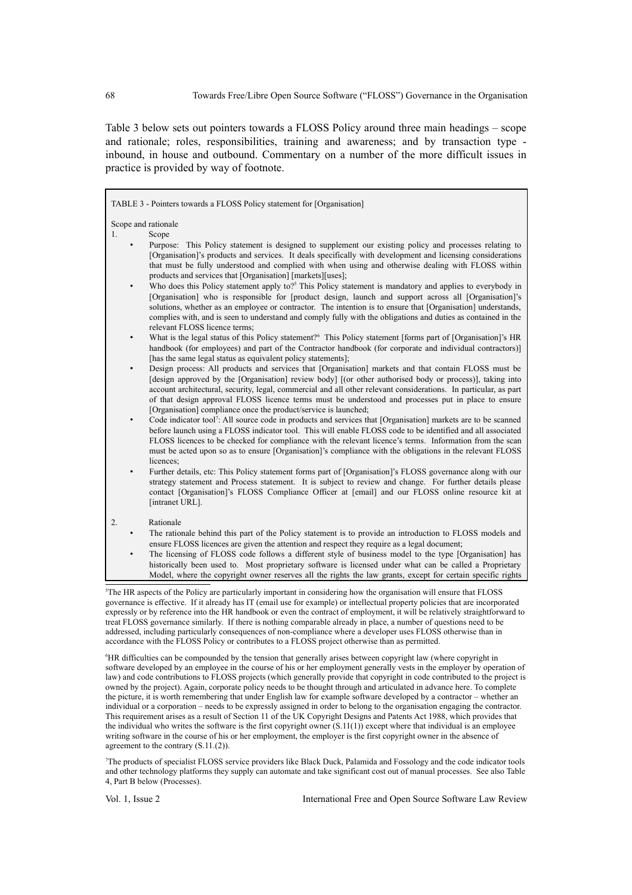Table 3 below sets out pointers towards a FLOSS Policy around three main headings – scope and rationale; roles, responsibilities, training and awareness; and by transaction type - inbound, in house and outbound. Commentary on a number of the more difficult issues in practice is provided by way of footnote.

TABLE 3 - Pointers towards a FLOSS Policy statement for [Organisation]

Scope and rationale

1. Scope
   - Purpose: This Policy statement is designed to supplement our existing policy and processes relating to [Organisation]'s products and services. It deals specifically with development and licensing considerations that must be fully understood and complied with when using and otherwise dealing with FLOSS within products and services that [Organisation] [markets][uses];
   - Who does this Policy statement apply to?[5] This Policy statement is mandatory and applies to everybody in [Organisation] who is responsible for [product design, launch and support across all [Organisation]'s solutions, whether as an employee or contractor. The intention is to ensure that [Organisation] understands, complies with, and is seen to understand and comply fully with the obligations and duties as contained in the relevant FLOSS licence terms;
   - What is the legal status of this Policy statement?[6] This Policy statement [forms part of [Organisation]'s HR handbook (for employees) and part of the Contractor handbook (for corporate and individual contractors)] [has the same legal status as equivalent policy statements];
   - Design process: All products and services that [Organisation] markets and that contain FLOSS must be [design approved by the [Organisation] review body] [(or other authorised body or process)], taking into account architectural, security, legal, commercial and all other relevant considerations. In particular, as part of that design approval FLOSS licence terms must be understood and processes put in place to ensure [Organisation] compliance once the product/service is launched;
   - Code indicator tool[7]: All source code in products and services that [Organisation] markets are to be scanned before launch using a FLOSS indicator tool. This will enable FLOSS code to be identified and all associated FLOSS licences to be checked for compliance with the relevant licence's terms. Information from the scan must be acted upon so as to ensure [Organisation]'s compliance with the obligations in the relevant FLOSS licences;
   - Further details, etc: This Policy statement forms part of [Organisation]'s FLOSS governance along with our strategy statement and Process statement. It is subject to review and change. For further details please contact [Organisation]'s FLOSS Compliance Officer at [email] and our FLOSS online resource kit at [intranet URL].

2. Rationale
   - The rationale behind this part of the Policy statement is to provide an introduction to FLOSS models and ensure FLOSS licences are given the attention and respect they require as a legal document;
   - The licensing of FLOSS code follows a different style of business model to the type [Organisation] has historically been used to. Most proprietary software is licensed under what can be called a Proprietary Model, where the copyright owner reserves all the rights the law grants, except for certain specific rights

---

[5] The HR aspects of the Policy are particularly important in considering how the organisation will ensure that FLOSS governance is effective. If it already has IT (email use for example) or intellectual property policies that are incorporated expressly or by reference into the HR handbook or even the contract of employment, it will be relatively straightforward to treat FLOSS governance similarly. If there is nothing comparable already in place, a number of questions need to be addressed, including particularly consequences of non-compliance where a developer uses FLOSS otherwise than in accordance with the FLOSS Policy or contributes to a FLOSS project otherwise than as permitted.

[6] HR difficulties can be compounded by the tension that generally arises between copyright law (where copyright in software developed by an employee in the course of his or her employment generally vests in the employer by operation of law) and code contributions to FLOSS projects (which generally provide that copyright in code contributed to the project is owned by the project). Again, corporate policy needs to be thought through and articulated in advance here. To complete the picture, it is worth remembering that under English law for example software developed by a contractor – whether an individual or a corporation – needs to be expressly assigned in order to belong to the organisation engaging the contractor. This requirement arises as a result of Section 11 of the UK Copyright Designs and Patents Act 1988, which provides that the individual who writes the software is the first copyright owner (S.11(1)) except where that individual is an employee writing software in the course of his or her employment, the employer is the first copyright owner in the absence of agreement to the contrary (S.11.(2)).

[7] The products of specialist FLOSS service providers like Black Duck, Palamida and Fossology and the code indicator tools and other technology platforms they supply can automate and take significant cost out of manual processes. See also Table 4, Part B below (Processes).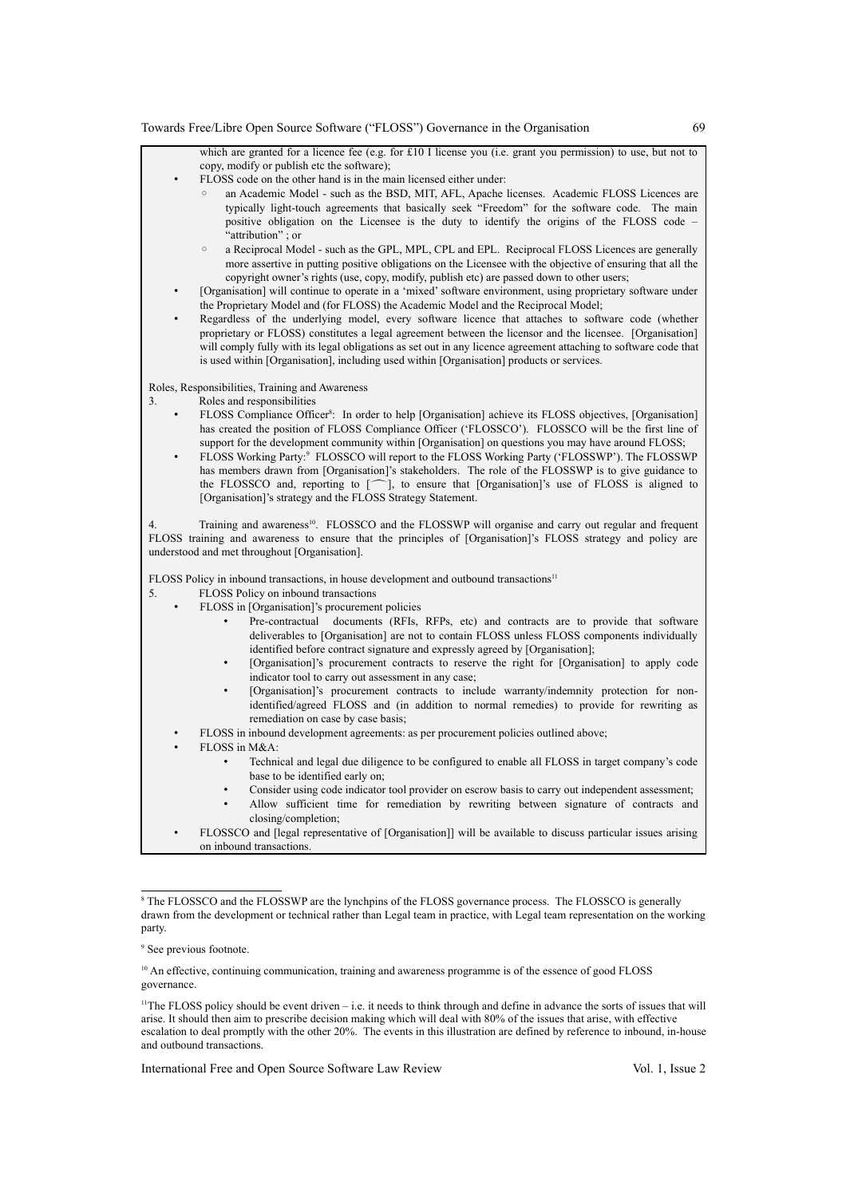which are granted for a licence fee (e.g. for £10 I license you (i.e. grant you permission) to use, but not to copy, modify or publish etc the software);

- FLOSS code on the other hand is in the main licensed either under:
  - an Academic Model - such as the BSD, MIT, AFL, Apache licenses. Academic FLOSS Licences are typically light-touch agreements that basically seek "Freedom" for the software code. The main positive obligation on the Licensee is the duty to identify the origins of the FLOSS code – "attribution" ; or
  - a Reciprocal Model - such as the GPL, MPL, CPL and EPL. Reciprocal FLOSS Licences are generally more assertive in putting positive obligations on the Licensee with the objective of ensuring that all the copyright owner's rights (use, copy, modify, publish etc) are passed down to other users;
- [Organisation] will continue to operate in a 'mixed' software environment, using proprietary software under the Proprietary Model and (for FLOSS) the Academic Model and the Reciprocal Model;
- Regardless of the underlying model, every software licence that attaches to software code (whether proprietary or FLOSS) constitutes a legal agreement between the licensor and the licensee. [Organisation] will comply fully with its legal obligations as set out in any licence agreement attaching to software code that is used within [Organisation], including used within [Organisation] products or services.

Roles, Responsibilities, Training and Awareness

3. Roles and responsibilities

- FLOSS Compliance Officer[8]: In order to help [Organisation] achieve its FLOSS objectives, [Organisation] has created the position of FLOSS Compliance Officer ('FLOSSCO'). FLOSSCO will be the first line of support for the development community within [Organisation] on questions you may have around FLOSS;
- FLOSS Working Party:[9] FLOSSCO will report to the FLOSS Working Party ('FLOSSWP'). The FLOSSWP has members drawn from [Organisation]'s stakeholders. The role of the FLOSSWP is to give guidance to the FLOSSCO and, reporting to [⁀], to ensure that [Organisation]'s use of FLOSS is aligned to [Organisation]'s strategy and the FLOSS Strategy Statement.

4. Training and awareness[10]. FLOSSCO and the FLOSSWP will organise and carry out regular and frequent FLOSS training and awareness to ensure that the principles of [Organisation]'s FLOSS strategy and policy are understood and met throughout [Organisation].

FLOSS Policy in inbound transactions, in house development and outbound transactions[11]

5. FLOSS Policy on inbound transactions

- FLOSS in [Organisation]'s procurement policies
  - Pre-contractual documents (RFIs, RFPs, etc) and contracts are to provide that software deliverables to [Organisation] are not to contain FLOSS unless FLOSS components individually identified before contract signature and expressly agreed by [Organisation];
  - [Organisation]'s procurement contracts to reserve the right for [Organisation] to apply code indicator tool to carry out assessment in any case;
  - [Organisation]'s procurement contracts to include warranty/indemnity protection for non-identified/agreed FLOSS and (in addition to normal remedies) to provide for rewriting as remediation on case by case basis;
- FLOSS in inbound development agreements: as per procurement policies outlined above;
- FLOSS in M&A:
  - Technical and legal due diligence to be configured to enable all FLOSS in target company's code base to be identified early on;
  - Consider using code indicator tool provider on escrow basis to carry out independent assessment;
  - Allow sufficient time for remediation by rewriting between signature of contracts and closing/completion;
- FLOSSCO and [legal representative of [Organisation]] will be available to discuss particular issues arising on inbound transactions.

---

[8] The FLOSSCO and the FLOSSWP are the lynchpins of the FLOSS governance process. The FLOSSCO is generally drawn from the development or technical rather than Legal team in practice, with Legal team representation on the working party.

[9] See previous footnote.

[10] An effective, continuing communication, training and awareness programme is of the essence of good FLOSS governance.

[11] The FLOSS policy should be event driven – i.e. it needs to think through and define in advance the sorts of issues that will arise. It should then aim to prescribe decision making which will deal with 80% of the issues that arise, with effective escalation to deal promptly with the other 20%. The events in this illustration are defined by reference to inbound, in-house and outbound transactions.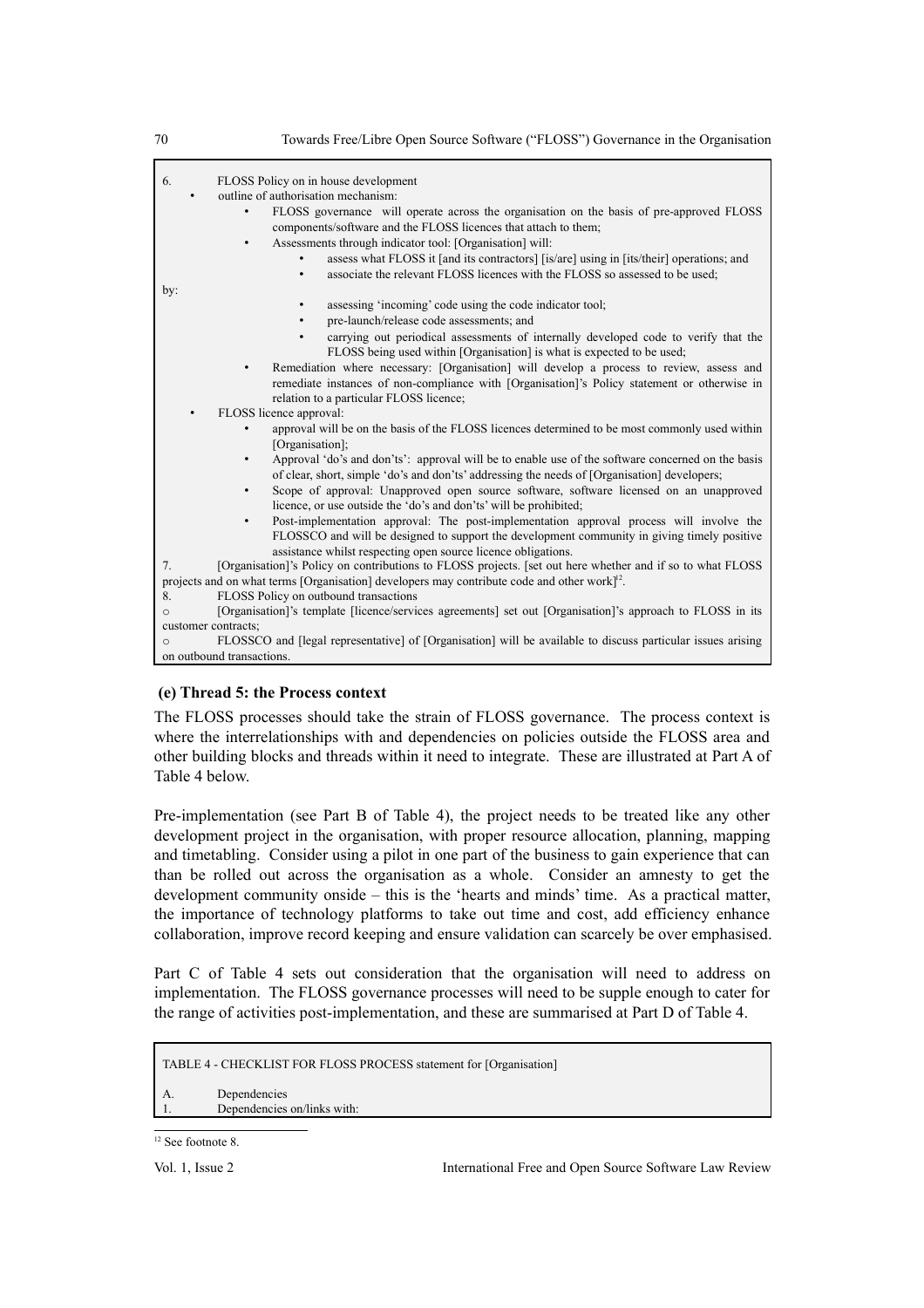6. FLOSS Policy on in house development

- outline of authorisation mechanism:
  - FLOSS governance will operate across the organisation on the basis of pre-approved FLOSS components/software and the FLOSS licences that attach to them;
  - Assessments through indicator tool: [Organisation] will:
    - assess what FLOSS it [and its contractors] [is/are] using in [its/their] operations; and
    - associate the relevant FLOSS licences with the FLOSS so assessed to be used;

by:

- 
  - 
    - assessing 'incoming' code using the code indicator tool;
    - pre-launch/release code assessments; and
    - carrying out periodical assessments of internally developed code to verify that the FLOSS being used within [Organisation] is what is expected to be used;
  - Remediation where necessary: [Organisation] will develop a process to review, assess and remediate instances of non-compliance with [Organisation]'s Policy statement or otherwise in relation to a particular FLOSS licence;
- FLOSS licence approval:
  - approval will be on the basis of the FLOSS licences determined to be most commonly used within [Organisation];
  - Approval 'do's and don'ts': approval will be to enable use of the software concerned on the basis of clear, short, simple 'do's and don'ts' addressing the needs of [Organisation] developers;
  - Scope of approval: Unapproved open source software, software licensed on an unapproved licence, or use outside the 'do's and don'ts' will be prohibited;
  - Post-implementation approval: The post-implementation approval process will involve the FLOSSCO and will be designed to support the development community in giving timely positive assistance whilst respecting open source licence obligations.

7. [Organisation]'s Policy on contributions to FLOSS projects. [set out here whether and if so to what FLOSS projects and on what terms [Organisation] developers may contribute code and other work][12].

8. FLOSS Policy on outbound transactions

- [Organisation]'s template [licence/services agreements] set out [Organisation]'s approach to FLOSS in its customer contracts;
- FLOSSCO and [legal representative] of [Organisation] will be available to discuss particular issues arising on outbound transactions.

**(e) Thread 5: the Process context**

The FLOSS processes should take the strain of FLOSS governance. The process context is where the interrelationships with and dependencies on policies outside the FLOSS area and other building blocks and threads within it need to integrate. These are illustrated at Part A of Table 4 below.

Pre-implementation (see Part B of Table 4), the project needs to be treated like any other development project in the organisation, with proper resource allocation, planning, mapping and timetabling. Consider using a pilot in one part of the business to gain experience that can than be rolled out across the organisation as a whole. Consider an amnesty to get the development community onside – this is the 'hearts and minds' time. As a practical matter, the importance of technology platforms to take out time and cost, add efficiency enhance collaboration, improve record keeping and ensure validation can scarcely be over emphasised.

Part C of Table 4 sets out consideration that the organisation will need to address on implementation. The FLOSS governance processes will need to be supple enough to cater for the range of activities post-implementation, and these are summarised at Part D of Table 4.

TABLE 4 - CHECKLIST FOR FLOSS PROCESS statement for [Organisation]

A. Dependencies

1. Dependencies on/links with:

[12] See footnote 8.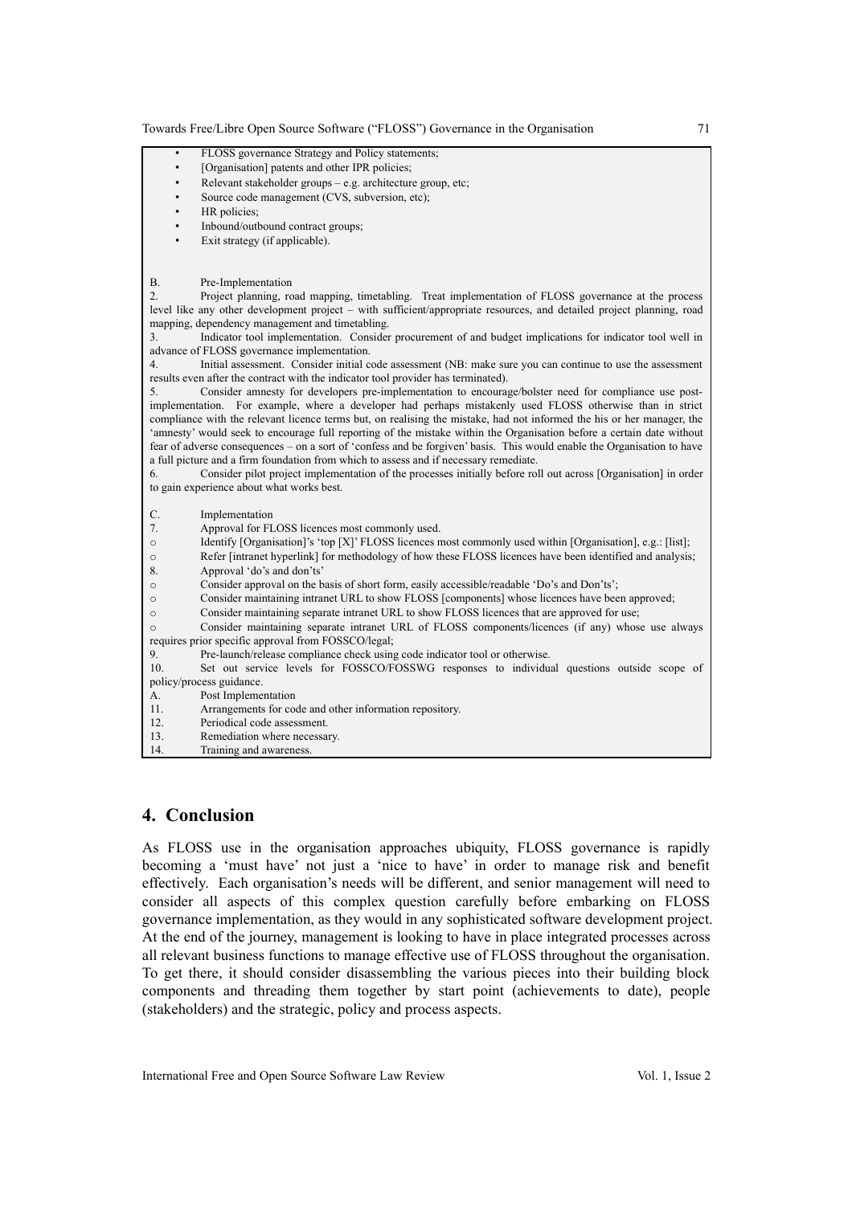- FLOSS governance Strategy and Policy statements;
- [Organisation] patents and other IPR policies;
- Relevant stakeholder groups – e.g. architecture group, etc;
- Source code management (CVS, subversion, etc);
- HR policies;
- Inbound/outbound contract groups;
- Exit strategy (if applicable).

B. Pre-Implementation

2. Project planning, road mapping, timetabling. Treat implementation of FLOSS governance at the process level like any other development project – with sufficient/appropriate resources, and detailed project planning, road mapping, dependency management and timetabling.

3. Indicator tool implementation. Consider procurement of and budget implications for indicator tool well in advance of FLOSS governance implementation.

4. Initial assessment. Consider initial code assessment (NB: make sure you can continue to use the assessment results even after the contract with the indicator tool provider has terminated).

5. Consider amnesty for developers pre-implementation to encourage/bolster need for compliance use post-implementation. For example, where a developer had perhaps mistakenly used FLOSS otherwise than in strict compliance with the relevant licence terms but, on realising the mistake, had not informed the his or her manager, the 'amnesty' would seek to encourage full reporting of the mistake within the Organisation before a certain date without fear of adverse consequences – on a sort of 'confess and be forgiven' basis. This would enable the Organisation to have a full picture and a firm foundation from which to assess and if necessary remediate.

6. Consider pilot project implementation of the processes initially before roll out across [Organisation] in order to gain experience about what works best.

C. Implementation

7. Approval for FLOSS licences most commonly used.
   - Identify [Organisation]'s 'top [X]' FLOSS licences most commonly used within [Organisation], e.g.: [list];
   - Refer [intranet hyperlink] for methodology of how these FLOSS licences have been identified and analysis;

8. Approval 'do's and don'ts'
   - Consider approval on the basis of short form, easily accessible/readable 'Do's and Don'ts';
   - Consider maintaining intranet URL to show FLOSS [components] whose licences have been approved;
   - Consider maintaining separate intranet URL to show FLOSS licences that are approved for use;
   - Consider maintaining separate intranet URL of FLOSS components/licences (if any) whose use always requires prior specific approval from FOSSCO/legal;

9. Pre-launch/release compliance check using code indicator tool or otherwise.

10. Set out service levels for FOSSCO/FOSSWG responses to individual questions outside scope of policy/process guidance.

A. Post Implementation

11. Arrangements for code and other information repository.

12. Periodical code assessment.

13. Remediation where necessary.

14. Training and awareness.

## 4. Conclusion

As FLOSS use in the organisation approaches ubiquity, FLOSS governance is rapidly becoming a 'must have' not just a 'nice to have' in order to manage risk and benefit effectively. Each organisation's needs will be different, and senior management will need to consider all aspects of this complex question carefully before embarking on FLOSS governance implementation, as they would in any sophisticated software development project. At the end of the journey, management is looking to have in place integrated processes across all relevant business functions to manage effective use of FLOSS throughout the organisation. To get there, it should consider disassembling the various pieces into their building block components and threading them together by start point (achievements to date), people (stakeholders) and the strategic, policy and process aspects.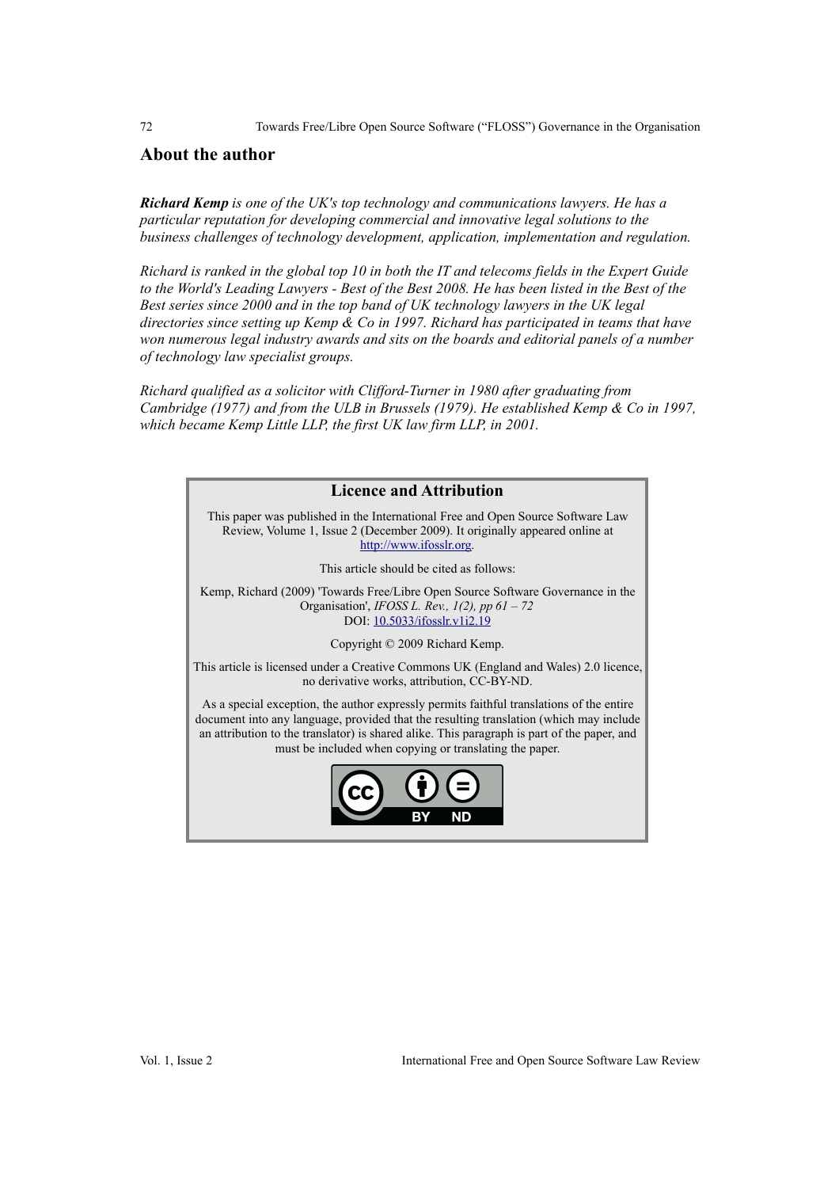## About the author

***Richard Kemp*** *is one of the UK's top technology and communications lawyers. He has a particular reputation for developing commercial and innovative legal solutions to the business challenges of technology development, application, implementation and regulation.*

*Richard is ranked in the global top 10 in both the IT and telecoms fields in the Expert Guide to the World's Leading Lawyers - Best of the Best 2008. He has been listed in the Best of the Best series since 2000 and in the top band of UK technology lawyers in the UK legal directories since setting up Kemp & Co in 1997. Richard has participated in teams that have won numerous legal industry awards and sits on the boards and editorial panels of a number of technology law specialist groups.*

*Richard qualified as a solicitor with Clifford-Turner in 1980 after graduating from Cambridge (1977) and from the ULB in Brussels (1979). He established Kemp & Co in 1997, which became Kemp Little LLP, the first UK law firm LLP, in 2001.*

### Licence and Attribution

This paper was published in the International Free and Open Source Software Law Review, Volume 1, Issue 2 (December 2009). It originally appeared online at http://www.ifosslr.org.

This article should be cited as follows:

Kemp, Richard (2009) 'Towards Free/Libre Open Source Software Governance in the Organisation', *IFOSS L. Rev., 1(2), pp 61 – 72*
DOI: 10.5033/ifosslr.v1i2.19

Copyright © 2009 Richard Kemp.

This article is licensed under a Creative Commons UK (England and Wales) 2.0 licence, no derivative works, attribution, CC-BY-ND.

As a special exception, the author expressly permits faithful translations of the entire document into any language, provided that the resulting translation (which may include an attribution to the translator) is shared alike. This paragraph is part of the paper, and must be included when copying or translating the paper.